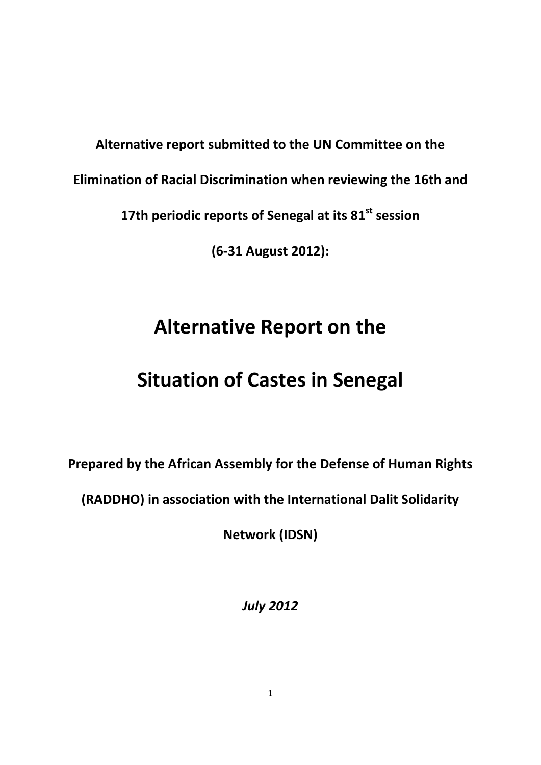**Alternative report submitted to the UN Committee on the Elimination of Racial Discrimination when reviewing the 16th and 17th periodic reports of Senegal at its 81st session (6-31 August 2012):**

# Alternative Report on the Situation of Castes in Senegal

**Prepared by the African Assembly for the Defense of Human Rights (RADDHO) in association with the International Dalit Solidarity Network (IDSN)**

***July 2012***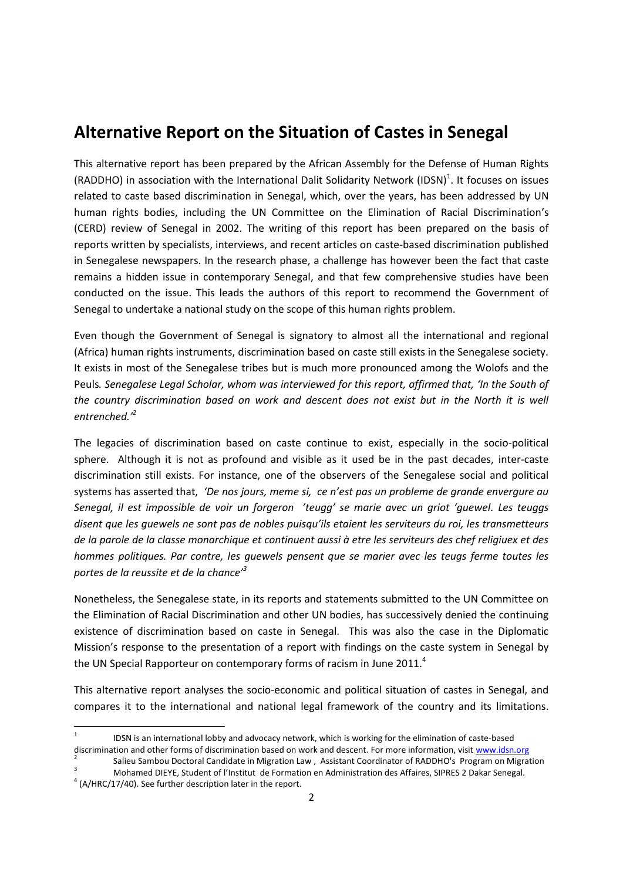## Alternative Report on the Situation of Castes in Senegal

This alternative report has been prepared by the African Assembly for the Defense of Human Rights (RADDHO) in association with the International Dalit Solidarity Network (IDSN)[1]. It focuses on issues related to caste based discrimination in Senegal, which, over the years, has been addressed by UN human rights bodies, including the UN Committee on the Elimination of Racial Discrimination's (CERD) review of Senegal in 2002. The writing of this report has been prepared on the basis of reports written by specialists, interviews, and recent articles on caste-based discrimination published in Senegalese newspapers. In the research phase, a challenge has however been the fact that caste remains a hidden issue in contemporary Senegal, and that few comprehensive studies have been conducted on the issue. This leads the authors of this report to recommend the Government of Senegal to undertake a national study on the scope of this human rights problem.

Even though the Government of Senegal is signatory to almost all the international and regional (Africa) human rights instruments, discrimination based on caste still exists in the Senegalese society. It exists in most of the Senegalese tribes but is much more pronounced among the Wolofs and the Peuls. *Senegalese Legal Scholar, whom was interviewed for this report, affirmed that, 'In the South of the country discrimination based on work and descent does not exist but in the North it is well entrenched.'*[2]

The legacies of discrimination based on caste continue to exist, especially in the socio-political sphere. Although it is not as profound and visible as it used be in the past decades, inter-caste discrimination still exists. For instance, one of the observers of the Senegalese social and political systems has asserted that, *'De nos jours, meme si, ce n'est pas un probleme de grande envergure au Senegal, il est impossible de voir un forgeron 'teugg' se marie avec un griot 'guewel. Les teuggs disent que les guewels ne sont pas de nobles puisqu'ils etaient les serviteurs du roi, les transmetteurs de la parole de la classe monarchique et continuent aussi à etre les serviteurs des chef religiuex et des hommes politiques. Par contre, les guewels pensent que se marier avec les teugs ferme toutes les portes de la reussite et de la chance'*[3]

Nonetheless, the Senegalese state, in its reports and statements submitted to the UN Committee on the Elimination of Racial Discrimination and other UN bodies, has successively denied the continuing existence of discrimination based on caste in Senegal. This was also the case in the Diplomatic Mission's response to the presentation of a report with findings on the caste system in Senegal by the UN Special Rapporteur on contemporary forms of racism in June 2011.[4]

This alternative report analyses the socio-economic and political situation of castes in Senegal, and compares it to the international and national legal framework of the country and its limitations.

---

[1] IDSN is an international lobby and advocacy network, which is working for the elimination of caste-based discrimination and other forms of discrimination based on work and descent. For more information, visit www.idsn.org

[2] Salieu Sambou Doctoral Candidate in Migration Law , Assistant Coordinator of RADDHO's Program on Migration

[3] Mohamed DIEYE, Student of l'Institut de Formation en Administration des Affaires, SIPRES 2 Dakar Senegal.

[4] (A/HRC/17/40). See further description later in the report.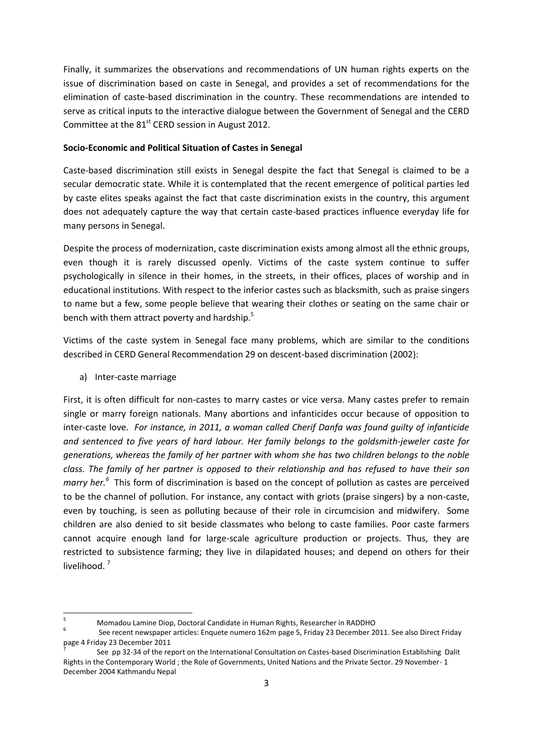Finally, it summarizes the observations and recommendations of UN human rights experts on the issue of discrimination based on caste in Senegal, and provides a set of recommendations for the elimination of caste-based discrimination in the country. These recommendations are intended to serve as critical inputs to the interactive dialogue between the Government of Senegal and the CERD Committee at the 81st CERD session in August 2012.

**Socio-Economic and Political Situation of Castes in Senegal**

Caste-based discrimination still exists in Senegal despite the fact that Senegal is claimed to be a secular democratic state. While it is contemplated that the recent emergence of political parties led by caste elites speaks against the fact that caste discrimination exists in the country, this argument does not adequately capture the way that certain caste-based practices influence everyday life for many persons in Senegal.

Despite the process of modernization, caste discrimination exists among almost all the ethnic groups, even though it is rarely discussed openly. Victims of the caste system continue to suffer psychologically in silence in their homes, in the streets, in their offices, places of worship and in educational institutions. With respect to the inferior castes such as blacksmith, such as praise singers to name but a few, some people believe that wearing their clothes or seating on the same chair or bench with them attract poverty and hardship.[5]

Victims of the caste system in Senegal face many problems, which are similar to the conditions described in CERD General Recommendation 29 on descent-based discrimination (2002):

a) Inter-caste marriage

First, it is often difficult for non-castes to marry castes or vice versa. Many castes prefer to remain single or marry foreign nationals. Many abortions and infanticides occur because of opposition to inter-caste love. *For instance, in 2011, a woman called Cherif Danfa was found guilty of infanticide and sentenced to five years of hard labour. Her family belongs to the goldsmith-jeweler caste for generations, whereas the family of her partner with whom she has two children belongs to the noble class. The family of her partner is opposed to their relationship and has refused to have their son marry her.*[6] This form of discrimination is based on the concept of pollution as castes are perceived to be the channel of pollution. For instance, any contact with griots (praise singers) by a non-caste, even by touching, is seen as polluting because of their role in circumcision and midwifery. Some children are also denied to sit beside classmates who belong to caste families. Poor caste farmers cannot acquire enough land for large-scale agriculture production or projects. Thus, they are restricted to subsistence farming; they live in dilapidated houses; and depend on others for their livelihood.[7]

---

[5] Momadou Lamine Diop, Doctoral Candidate in Human Rights, Researcher in RADDHO

[6] See recent newspaper articles: Enquete numero 162m page 5, Friday 23 December 2011. See also Direct Friday page 4 Friday 23 December 2011

[7] See pp 32-34 of the report on the International Consultation on Castes-based Discrimination Establishing Dalit Rights in the Contemporary World ; the Role of Governments, United Nations and the Private Sector. 29 November- 1 December 2004 Kathmandu Nepal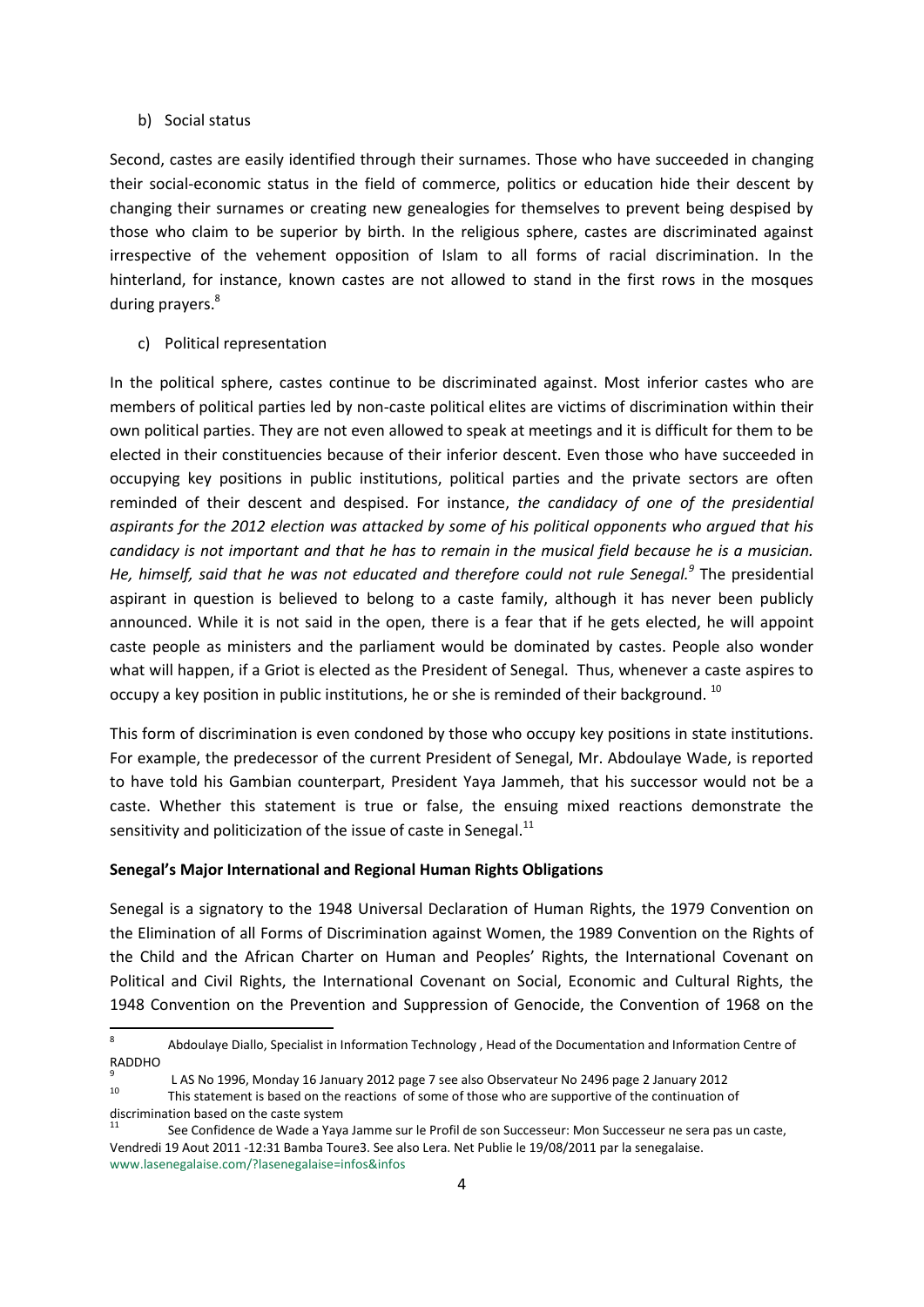b) Social status

Second, castes are easily identified through their surnames. Those who have succeeded in changing their social-economic status in the field of commerce, politics or education hide their descent by changing their surnames or creating new genealogies for themselves to prevent being despised by those who claim to be superior by birth. In the religious sphere, castes are discriminated against irrespective of the vehement opposition of Islam to all forms of racial discrimination. In the hinterland, for instance, known castes are not allowed to stand in the first rows in the mosques during prayers.[8]

c) Political representation

In the political sphere, castes continue to be discriminated against. Most inferior castes who are members of political parties led by non-caste political elites are victims of discrimination within their own political parties. They are not even allowed to speak at meetings and it is difficult for them to be elected in their constituencies because of their inferior descent. Even those who have succeeded in occupying key positions in public institutions, political parties and the private sectors are often reminded of their descent and despised. For instance, *the candidacy of one of the presidential aspirants for the 2012 election was attacked by some of his political opponents who argued that his candidacy is not important and that he has to remain in the musical field because he is a musician. He, himself, said that he was not educated and therefore could not rule Senegal.[9]* The presidential aspirant in question is believed to belong to a caste family, although it has never been publicly announced. While it is not said in the open, there is a fear that if he gets elected, he will appoint caste people as ministers and the parliament would be dominated by castes. People also wonder what will happen, if a Griot is elected as the President of Senegal. Thus, whenever a caste aspires to occupy a key position in public institutions, he or she is reminded of their background. [10]

This form of discrimination is even condoned by those who occupy key positions in state institutions. For example, the predecessor of the current President of Senegal, Mr. Abdoulaye Wade, is reported to have told his Gambian counterpart, President Yaya Jammeh, that his successor would not be a caste. Whether this statement is true or false, the ensuing mixed reactions demonstrate the sensitivity and politicization of the issue of caste in Senegal.[11]

**Senegal's Major International and Regional Human Rights Obligations**

Senegal is a signatory to the 1948 Universal Declaration of Human Rights, the 1979 Convention on the Elimination of all Forms of Discrimination against Women, the 1989 Convention on the Rights of the Child and the African Charter on Human and Peoples' Rights, the International Covenant on Political and Civil Rights, the International Covenant on Social, Economic and Cultural Rights, the 1948 Convention on the Prevention and Suppression of Genocide, the Convention of 1968 on the

---

[8] Abdoulaye Diallo, Specialist in Information Technology , Head of the Documentation and Information Centre of RADDHO

[9] L AS No 1996, Monday 16 January 2012 page 7 see also Observateur No 2496 page 2 January 2012

[10] This statement is based on the reactions of some of those who are supportive of the continuation of discrimination based on the caste system

[11] See Confidence de Wade a Yaya Jamme sur le Profil de son Successeur: Mon Successeur ne sera pas un caste, Vendredi 19 Aout 2011 -12:31 Bamba Toure3. See also Lera. Net Publie le 19/08/2011 par la senegalaise. www.lasenegalaise.com/?lasenegalaise=infos&infos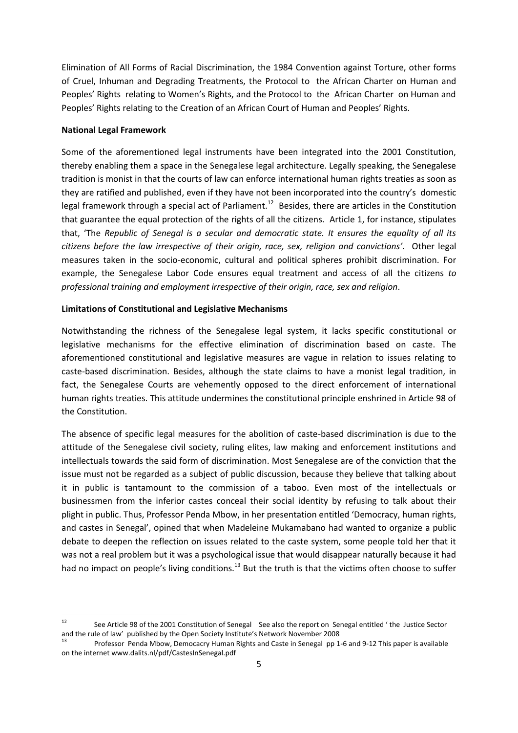Elimination of All Forms of Racial Discrimination, the 1984 Convention against Torture, other forms of Cruel, Inhuman and Degrading Treatments, the Protocol to the African Charter on Human and Peoples' Rights relating to Women's Rights, and the Protocol to the African Charter on Human and Peoples' Rights relating to the Creation of an African Court of Human and Peoples' Rights.

**National Legal Framework**

Some of the aforementioned legal instruments have been integrated into the 2001 Constitution, thereby enabling them a space in the Senegalese legal architecture. Legally speaking, the Senegalese tradition is monist in that the courts of law can enforce international human rights treaties as soon as they are ratified and published, even if they have not been incorporated into the country's domestic legal framework through a special act of Parliament.[12] Besides, there are articles in the Constitution that guarantee the equal protection of the rights of all the citizens. Article 1, for instance, stipulates that, 'The *Republic of Senegal is a secular and democratic state. It ensures the equality of all its citizens before the law irrespective of their origin, race, sex, religion and convictions'.* Other legal measures taken in the socio-economic, cultural and political spheres prohibit discrimination. For example, the Senegalese Labor Code ensures equal treatment and access of all the citizens *to professional training and employment irrespective of their origin, race, sex and religion*.

**Limitations of Constitutional and Legislative Mechanisms**

Notwithstanding the richness of the Senegalese legal system, it lacks specific constitutional or legislative mechanisms for the effective elimination of discrimination based on caste. The aforementioned constitutional and legislative measures are vague in relation to issues relating to caste-based discrimination. Besides, although the state claims to have a monist legal tradition, in fact, the Senegalese Courts are vehemently opposed to the direct enforcement of international human rights treaties. This attitude undermines the constitutional principle enshrined in Article 98 of the Constitution.

The absence of specific legal measures for the abolition of caste-based discrimination is due to the attitude of the Senegalese civil society, ruling elites, law making and enforcement institutions and intellectuals towards the said form of discrimination. Most Senegalese are of the conviction that the issue must not be regarded as a subject of public discussion, because they believe that talking about it in public is tantamount to the commission of a taboo. Even most of the intellectuals or businessmen from the inferior castes conceal their social identity by refusing to talk about their plight in public. Thus, Professor Penda Mbow, in her presentation entitled 'Democracy, human rights, and castes in Senegal', opined that when Madeleine Mukamabano had wanted to organize a public debate to deepen the reflection on issues related to the caste system, some people told her that it was not a real problem but it was a psychological issue that would disappear naturally because it had had no impact on people's living conditions.[13] But the truth is that the victims often choose to suffer

---

[12] See Article 98 of the 2001 Constitution of Senegal See also the report on Senegal entitled ' the Justice Sector and the rule of law' published by the Open Society Institute's Network November 2008

[13] Professor Penda Mbow, Democacry Human Rights and Caste in Senegal pp 1-6 and 9-12 This paper is available on the internet www.dalits.nl/pdf/CastesInSenegal.pdf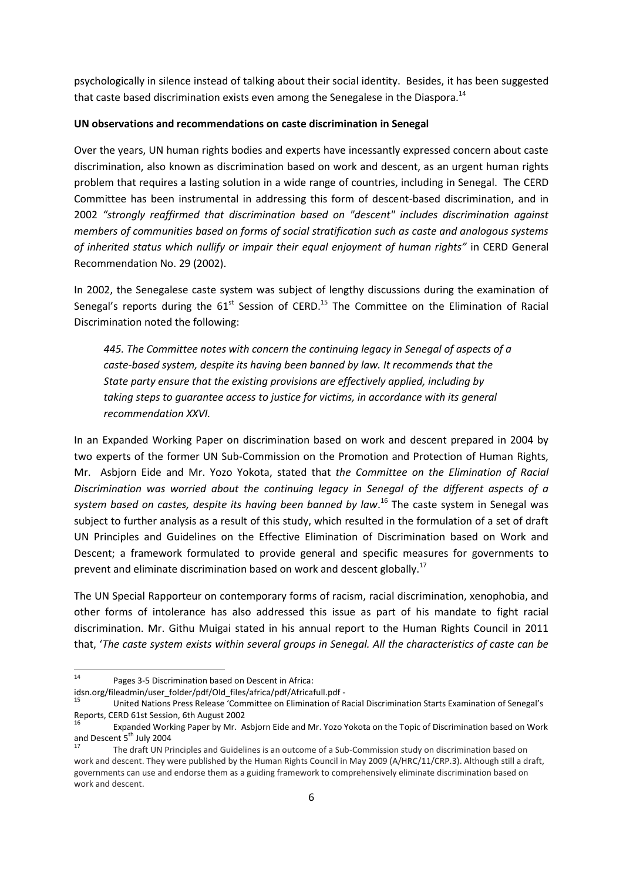psychologically in silence instead of talking about their social identity. Besides, it has been suggested that caste based discrimination exists even among the Senegalese in the Diaspora.[14]

**UN observations and recommendations on caste discrimination in Senegal**

Over the years, UN human rights bodies and experts have incessantly expressed concern about caste discrimination, also known as discrimination based on work and descent, as an urgent human rights problem that requires a lasting solution in a wide range of countries, including in Senegal. The CERD Committee has been instrumental in addressing this form of descent-based discrimination, and in 2002 *"strongly reaffirmed that discrimination based on "descent" includes discrimination against members of communities based on forms of social stratification such as caste and analogous systems of inherited status which nullify or impair their equal enjoyment of human rights"* in CERD General Recommendation No. 29 (2002).

In 2002, the Senegalese caste system was subject of lengthy discussions during the examination of Senegal's reports during the 61st Session of CERD.[15] The Committee on the Elimination of Racial Discrimination noted the following:

> *445. The Committee notes with concern the continuing legacy in Senegal of aspects of a caste-based system, despite its having been banned by law. It recommends that the State party ensure that the existing provisions are effectively applied, including by taking steps to guarantee access to justice for victims, in accordance with its general recommendation XXVI.*

In an Expanded Working Paper on discrimination based on work and descent prepared in 2004 by two experts of the former UN Sub-Commission on the Promotion and Protection of Human Rights, Mr. Asbjorn Eide and Mr. Yozo Yokota, stated that *the Committee on the Elimination of Racial Discrimination was worried about the continuing legacy in Senegal of the different aspects of a system based on castes, despite its having been banned by law*.[16] The caste system in Senegal was subject to further analysis as a result of this study, which resulted in the formulation of a set of draft UN Principles and Guidelines on the Effective Elimination of Discrimination based on Work and Descent; a framework formulated to provide general and specific measures for governments to prevent and eliminate discrimination based on work and descent globally.[17]

The UN Special Rapporteur on contemporary forms of racism, racial discrimination, xenophobia, and other forms of intolerance has also addressed this issue as part of his mandate to fight racial discrimination. Mr. Githu Muigai stated in his annual report to the Human Rights Council in 2011 that, '*The caste system exists within several groups in Senegal. All the characteristics of caste can be*

---

[14] Pages 3-5 Discrimination based on Descent in Africa: idsn.org/fileadmin/user_folder/pdf/Old_files/africa/pdf/Africafull.pdf -

[15] United Nations Press Release 'Committee on Elimination of Racial Discrimination Starts Examination of Senegal's Reports, CERD 61st Session, 6th August 2002

[16] Expanded Working Paper by Mr. Asbjorn Eide and Mr. Yozo Yokota on the Topic of Discrimination based on Work and Descent 5th July 2004

[17] The draft UN Principles and Guidelines is an outcome of a Sub-Commission study on discrimination based on work and descent. They were published by the Human Rights Council in May 2009 (A/HRC/11/CRP.3). Although still a draft, governments can use and endorse them as a guiding framework to comprehensively eliminate discrimination based on work and descent.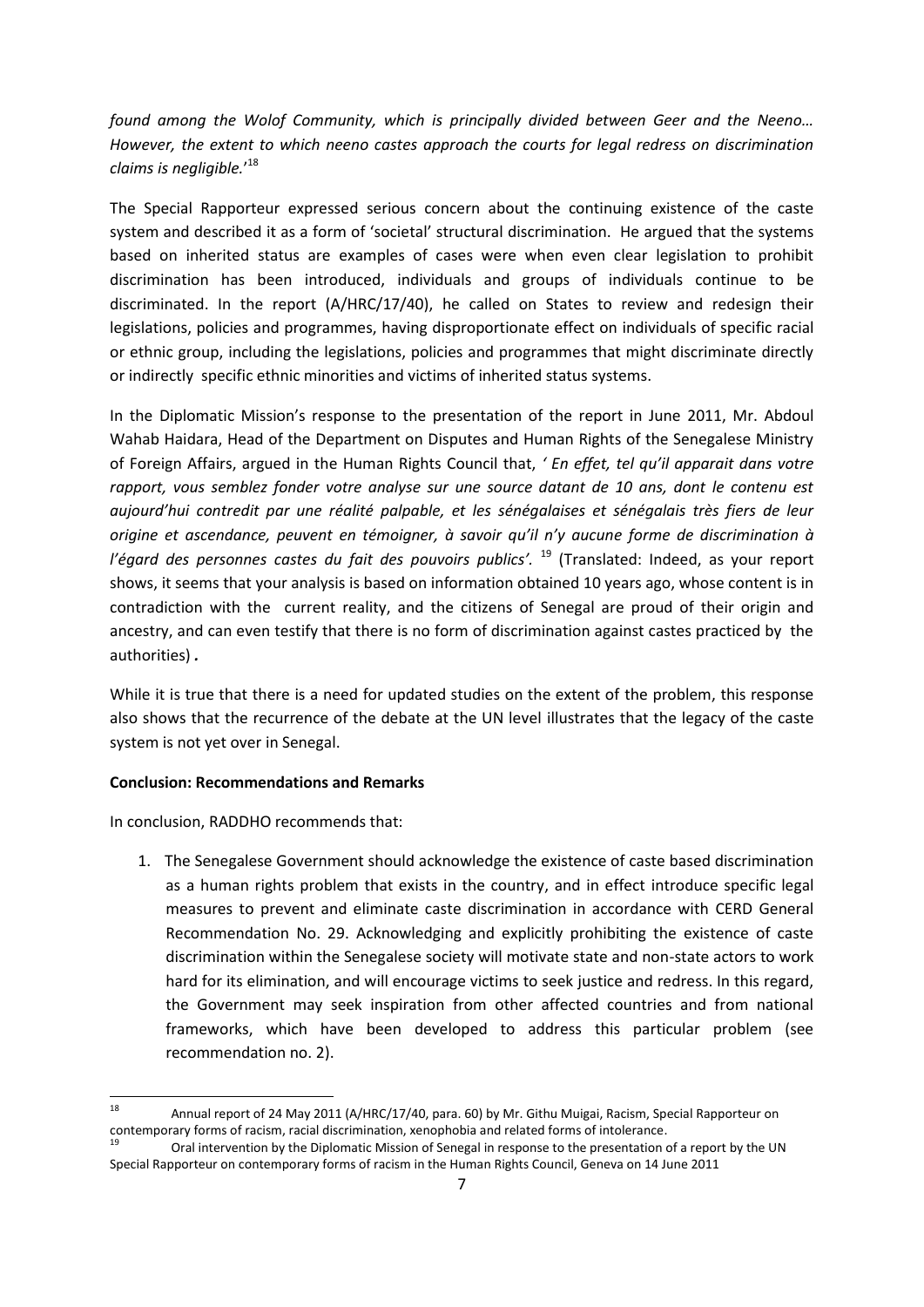*found among the Wolof Community, which is principally divided between Geer and the Neeno… However, the extent to which neeno castes approach the courts for legal redress on discrimination claims is negligible.*'[18]

The Special Rapporteur expressed serious concern about the continuing existence of the caste system and described it as a form of 'societal' structural discrimination. He argued that the systems based on inherited status are examples of cases were when even clear legislation to prohibit discrimination has been introduced, individuals and groups of individuals continue to be discriminated. In the report (A/HRC/17/40), he called on States to review and redesign their legislations, policies and programmes, having disproportionate effect on individuals of specific racial or ethnic group, including the legislations, policies and programmes that might discriminate directly or indirectly specific ethnic minorities and victims of inherited status systems.

In the Diplomatic Mission's response to the presentation of the report in June 2011, Mr. Abdoul Wahab Haidara, Head of the Department on Disputes and Human Rights of the Senegalese Ministry of Foreign Affairs, argued in the Human Rights Council that, *' En effet, tel qu'il apparait dans votre rapport, vous semblez fonder votre analyse sur une source datant de 10 ans, dont le contenu est aujourd'hui contredit par une réalité palpable, et les sénégalaises et sénégalais très fiers de leur origine et ascendance, peuvent en témoigner, à savoir qu'il n'y aucune forme de discrimination à l'égard des personnes castes du fait des pouvoirs publics'.* [19] (Translated: Indeed, as your report shows, it seems that your analysis is based on information obtained 10 years ago, whose content is in contradiction with the current reality, and the citizens of Senegal are proud of their origin and ancestry, and can even testify that there is no form of discrimination against castes practiced by the authorities)**.**

While it is true that there is a need for updated studies on the extent of the problem, this response also shows that the recurrence of the debate at the UN level illustrates that the legacy of the caste system is not yet over in Senegal.

**Conclusion: Recommendations and Remarks**

In conclusion, RADDHO recommends that:

1. The Senegalese Government should acknowledge the existence of caste based discrimination as a human rights problem that exists in the country, and in effect introduce specific legal measures to prevent and eliminate caste discrimination in accordance with CERD General Recommendation No. 29. Acknowledging and explicitly prohibiting the existence of caste discrimination within the Senegalese society will motivate state and non-state actors to work hard for its elimination, and will encourage victims to seek justice and redress. In this regard, the Government may seek inspiration from other affected countries and from national frameworks, which have been developed to address this particular problem (see recommendation no. 2).

---

[18] Annual report of 24 May 2011 (A/HRC/17/40, para. 60) by Mr. Githu Muigai, Racism, Special Rapporteur on contemporary forms of racism, racial discrimination, xenophobia and related forms of intolerance.

[19] Oral intervention by the Diplomatic Mission of Senegal in response to the presentation of a report by the UN Special Rapporteur on contemporary forms of racism in the Human Rights Council, Geneva on 14 June 2011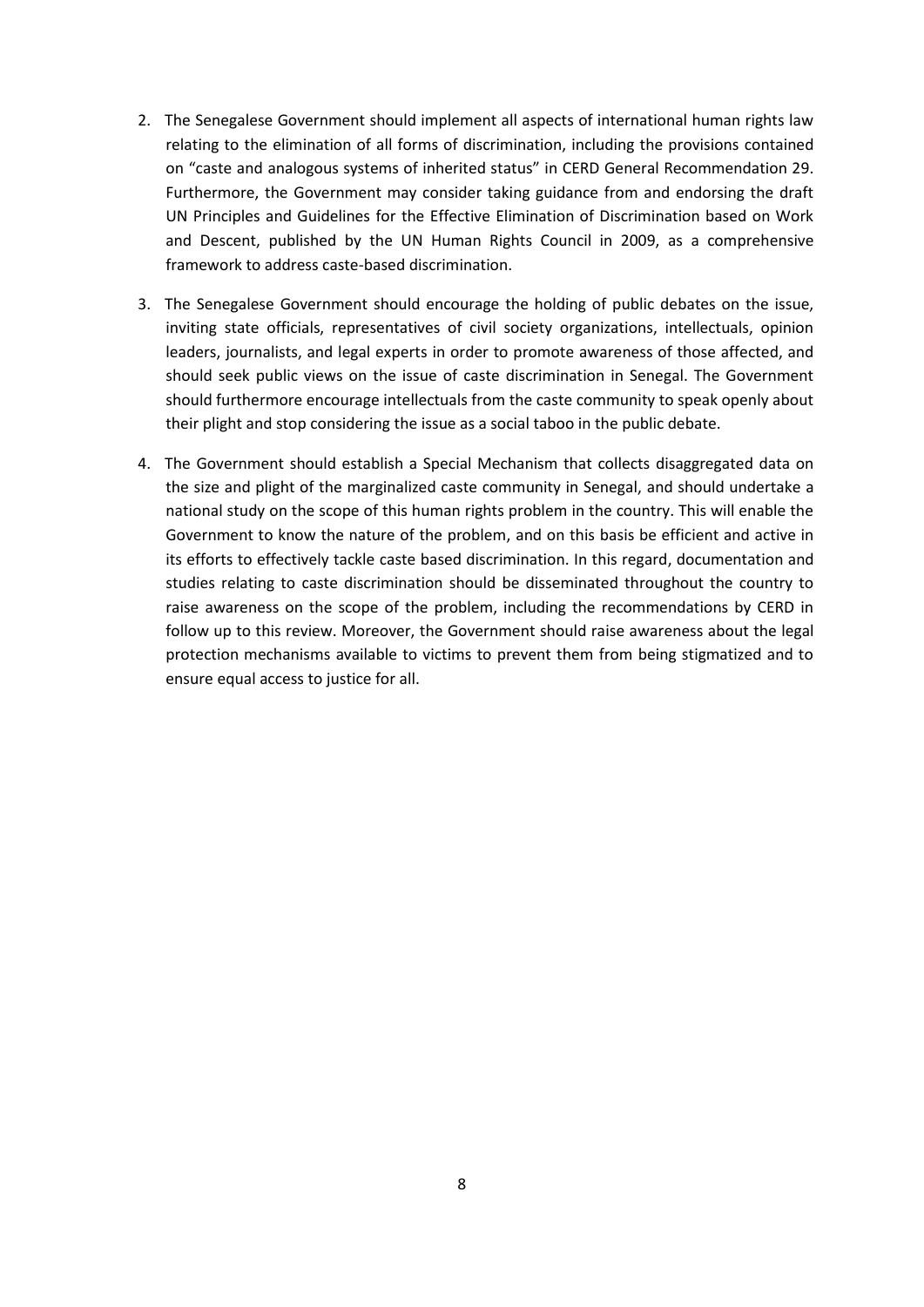2. The Senegalese Government should implement all aspects of international human rights law relating to the elimination of all forms of discrimination, including the provisions contained on "caste and analogous systems of inherited status" in CERD General Recommendation 29. Furthermore, the Government may consider taking guidance from and endorsing the draft UN Principles and Guidelines for the Effective Elimination of Discrimination based on Work and Descent, published by the UN Human Rights Council in 2009, as a comprehensive framework to address caste-based discrimination.

3. The Senegalese Government should encourage the holding of public debates on the issue, inviting state officials, representatives of civil society organizations, intellectuals, opinion leaders, journalists, and legal experts in order to promote awareness of those affected, and should seek public views on the issue of caste discrimination in Senegal. The Government should furthermore encourage intellectuals from the caste community to speak openly about their plight and stop considering the issue as a social taboo in the public debate.

4. The Government should establish a Special Mechanism that collects disaggregated data on the size and plight of the marginalized caste community in Senegal, and should undertake a national study on the scope of this human rights problem in the country. This will enable the Government to know the nature of the problem, and on this basis be efficient and active in its efforts to effectively tackle caste based discrimination. In this regard, documentation and studies relating to caste discrimination should be disseminated throughout the country to raise awareness on the scope of the problem, including the recommendations by CERD in follow up to this review. Moreover, the Government should raise awareness about the legal protection mechanisms available to victims to prevent them from being stigmatized and to ensure equal access to justice for all.